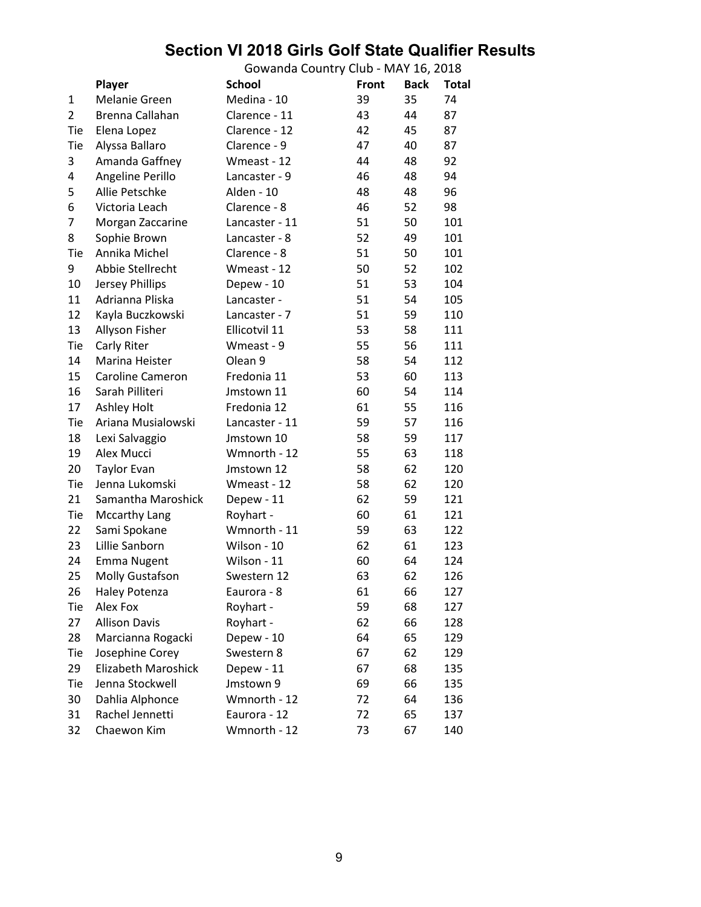# Section VI 2018 Girls Golf State Qualifier Results

Gowanda Country Club - MAY 16, 2018

| | Player | School | Front | Back | Total |
|---|---|---|---|---|---|
| 1 | Melanie Green | Medina - 10 | 39 | 35 | 74 |
| 2 | Brenna Callahan | Clarence - 11 | 43 | 44 | 87 |
| Tie | Elena Lopez | Clarence - 12 | 42 | 45 | 87 |
| Tie | Alyssa Ballaro | Clarence - 9 | 47 | 40 | 87 |
| 3 | Amanda Gaffney | Wmeast - 12 | 44 | 48 | 92 |
| 4 | Angeline Perillo | Lancaster - 9 | 46 | 48 | 94 |
| 5 | Allie Petschke | Alden - 10 | 48 | 48 | 96 |
| 6 | Victoria Leach | Clarence - 8 | 46 | 52 | 98 |
| 7 | Morgan Zaccarine | Lancaster - 11 | 51 | 50 | 101 |
| 8 | Sophie Brown | Lancaster - 8 | 52 | 49 | 101 |
| Tie | Annika Michel | Clarence - 8 | 51 | 50 | 101 |
| 9 | Abbie Stellrecht | Wmeast - 12 | 50 | 52 | 102 |
| 10 | Jersey Phillips | Depew - 10 | 51 | 53 | 104 |
| 11 | Adrianna Pliska | Lancaster - | 51 | 54 | 105 |
| 12 | Kayla Buczkowski | Lancaster - 7 | 51 | 59 | 110 |
| 13 | Allyson Fisher | Ellicotvil 11 | 53 | 58 | 111 |
| Tie | Carly Riter | Wmeast - 9 | 55 | 56 | 111 |
| 14 | Marina Heister | Olean 9 | 58 | 54 | 112 |
| 15 | Caroline Cameron | Fredonia 11 | 53 | 60 | 113 |
| 16 | Sarah Pilliteri | Jmstown 11 | 60 | 54 | 114 |
| 17 | Ashley Holt | Fredonia 12 | 61 | 55 | 116 |
| Tie | Ariana Musialowski | Lancaster - 11 | 59 | 57 | 116 |
| 18 | Lexi Salvaggio | Jmstown 10 | 58 | 59 | 117 |
| 19 | Alex Mucci | Wmnorth - 12 | 55 | 63 | 118 |
| 20 | Taylor Evan | Jmstown 12 | 58 | 62 | 120 |
| Tie | Jenna Lukomski | Wmeast - 12 | 58 | 62 | 120 |
| 21 | Samantha Maroshick | Depew - 11 | 62 | 59 | 121 |
| Tie | Mccarthy Lang | Royhart - | 60 | 61 | 121 |
| 22 | Sami Spokane | Wmnorth - 11 | 59 | 63 | 122 |
| 23 | Lillie Sanborn | Wilson - 10 | 62 | 61 | 123 |
| 24 | Emma Nugent | Wilson - 11 | 60 | 64 | 124 |
| 25 | Molly Gustafson | Swestern 12 | 63 | 62 | 126 |
| 26 | Haley Potenza | Eaurora - 8 | 61 | 66 | 127 |
| Tie | Alex Fox | Royhart - | 59 | 68 | 127 |
| 27 | Allison Davis | Royhart - | 62 | 66 | 128 |
| 28 | Marcianna Rogacki | Depew - 10 | 64 | 65 | 129 |
| Tie | Josephine Corey | Swestern 8 | 67 | 62 | 129 |
| 29 | Elizabeth Maroshick | Depew - 11 | 67 | 68 | 135 |
| Tie | Jenna Stockwell | Jmstown 9 | 69 | 66 | 135 |
| 30 | Dahlia Alphonce | Wmnorth - 12 | 72 | 64 | 136 |
| 31 | Rachel Jennetti | Eaurora - 12 | 72 | 65 | 137 |
| 32 | Chaewon Kim | Wmnorth - 12 | 73 | 67 | 140 |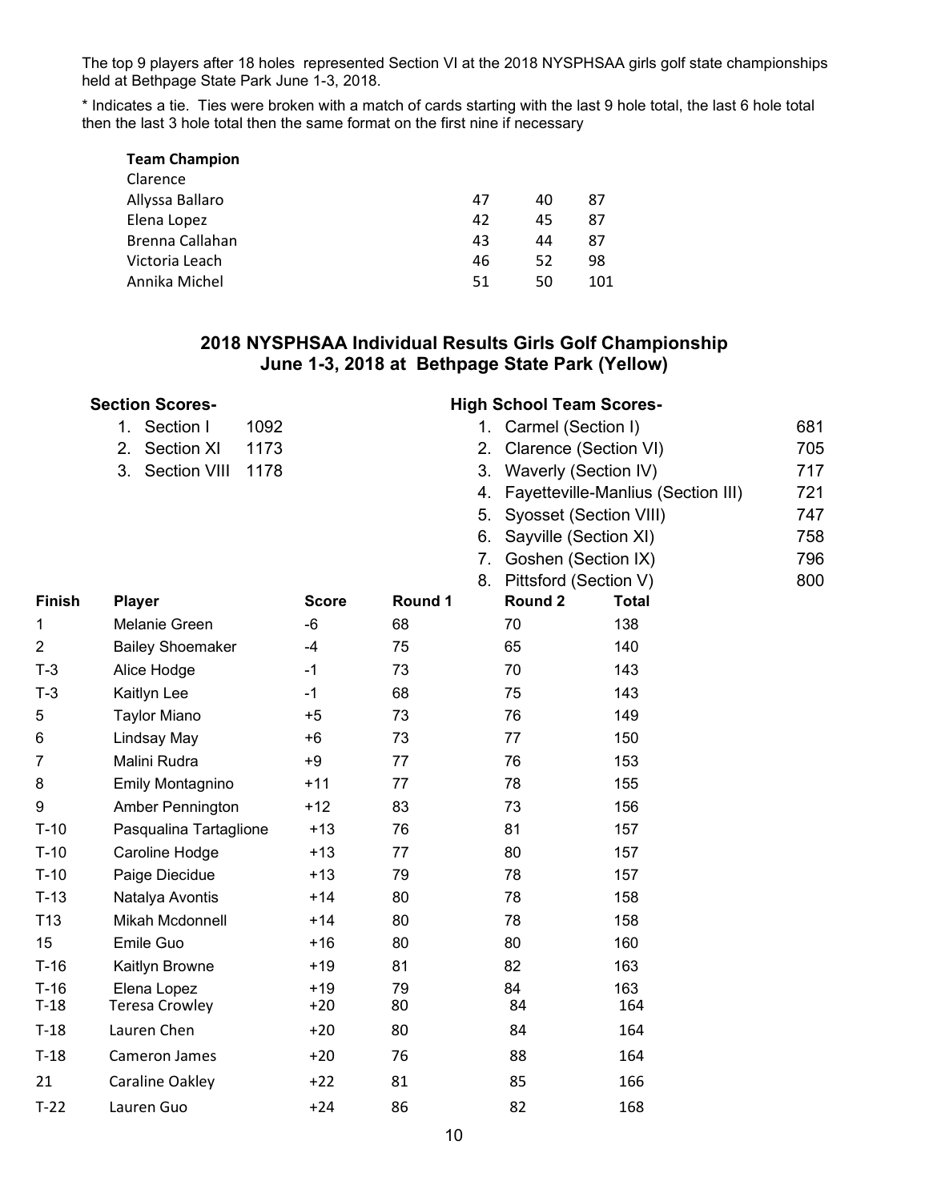The top 9 players after 18 holes represented Section VI at the 2018 NYSPHSAA girls golf state championships held at Bethpage State Park June 1-3, 2018.

* Indicates a tie. Ties were broken with a match of cards starting with the last 9 hole total, the last 6 hole total then the last 3 hole total then the same format on the first nine if necessary

**Team Champion**

| Clarence | | | |
|---|---|---|---|
| Allyssa Ballaro | 47 | 40 | 87 |
| Elena Lopez | 42 | 45 | 87 |
| Brenna Callahan | 43 | 44 | 87 |
| Victoria Leach | 46 | 52 | 98 |
| Annika Michel | 51 | 50 | 101 |

## 2018 NYSPHSAA Individual Results Girls Golf Championship
## June 1-3, 2018 at Bethpage State Park (Yellow)

**Section Scores-**

1. Section I 1092
2. Section XI 1173
3. Section VIII 1178

**High School Team Scores-**

1. Carmel (Section I) 681
2. Clarence (Section VI) 705
3. Waverly (Section IV) 717
4. Fayetteville-Manlius (Section III) 721
5. Syosset (Section VIII) 747
6. Sayville (Section XI) 758
7. Goshen (Section IX) 796
8. Pittsford (Section V) 800

| Finish | Player | Score | Round 1 | Round 2 | Total |
|---|---|---|---|---|---|
| 1 | Melanie Green | -6 | 68 | 70 | 138 |
| 2 | Bailey Shoemaker | -4 | 75 | 65 | 140 |
| T-3 | Alice Hodge | -1 | 73 | 70 | 143 |
| T-3 | Kaitlyn Lee | -1 | 68 | 75 | 143 |
| 5 | Taylor Miano | +5 | 73 | 76 | 149 |
| 6 | Lindsay May | +6 | 73 | 77 | 150 |
| 7 | Malini Rudra | +9 | 77 | 76 | 153 |
| 8 | Emily Montagnino | +11 | 77 | 78 | 155 |
| 9 | Amber Pennington | +12 | 83 | 73 | 156 |
| T-10 | Pasqualina Tartaglione | +13 | 76 | 81 | 157 |
| T-10 | Caroline Hodge | +13 | 77 | 80 | 157 |
| T-10 | Paige Diecidue | +13 | 79 | 78 | 157 |
| T-13 | Natalya Avontis | +14 | 80 | 78 | 158 |
| T13 | Mikah Mcdonnell | +14 | 80 | 78 | 158 |
| 15 | Emile Guo | +16 | 80 | 80 | 160 |
| T-16 | Kaitlyn Browne | +19 | 81 | 82 | 163 |
| T-16 | Elena Lopez | +19 | 79 | 84 | 163 |
| T-18 | Teresa Crowley | +20 | 80 | 84 | 164 |
| T-18 | Lauren Chen | +20 | 80 | 84 | 164 |
| T-18 | Cameron James | +20 | 76 | 88 | 164 |
| 21 | Caraline Oakley | +22 | 81 | 85 | 166 |
| T-22 | Lauren Guo | +24 | 86 | 82 | 168 |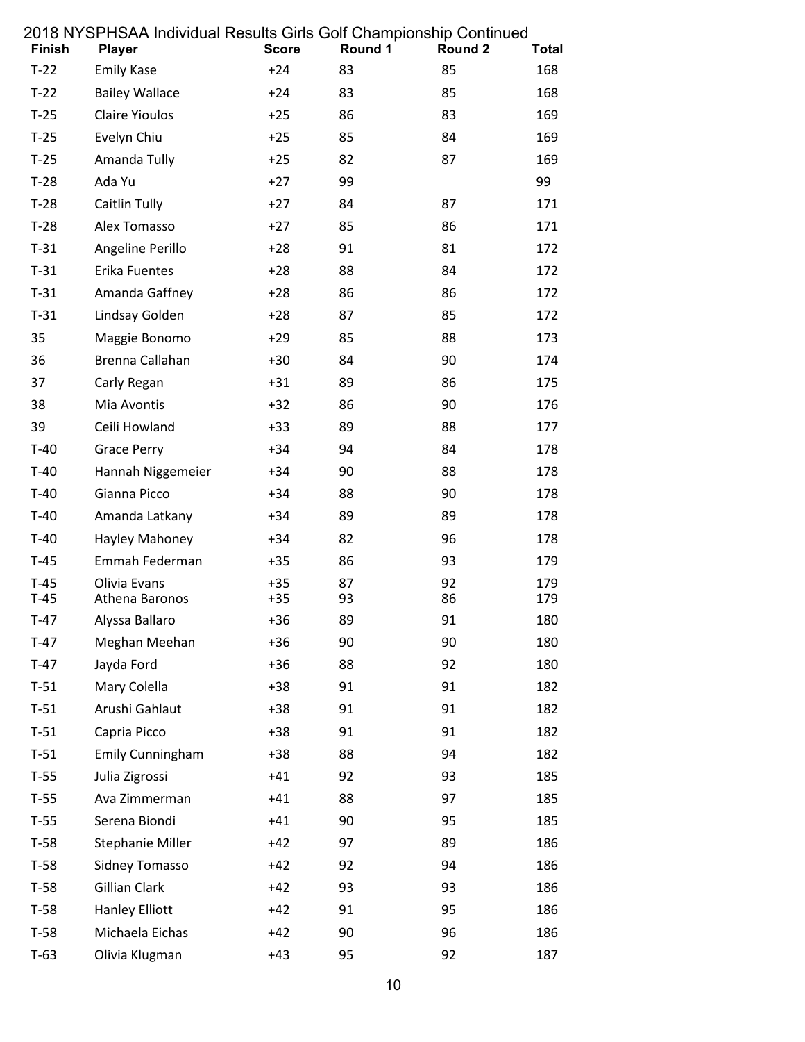# 2018 NYSPHSAA Individual Results Girls Golf Championship Continued

| Finish | Player | Score | Round 1 | Round 2 | Total |
|---|---|---|---|---|---|
| T-22 | Emily Kase | +24 | 83 | 85 | 168 |
| T-22 | Bailey Wallace | +24 | 83 | 85 | 168 |
| T-25 | Claire Yioulos | +25 | 86 | 83 | 169 |
| T-25 | Evelyn Chiu | +25 | 85 | 84 | 169 |
| T-25 | Amanda Tully | +25 | 82 | 87 | 169 |
| T-28 | Ada Yu | +27 | 99 | | 99 |
| T-28 | Caitlin Tully | +27 | 84 | 87 | 171 |
| T-28 | Alex Tomasso | +27 | 85 | 86 | 171 |
| T-31 | Angeline Perillo | +28 | 91 | 81 | 172 |
| T-31 | Erika Fuentes | +28 | 88 | 84 | 172 |
| T-31 | Amanda Gaffney | +28 | 86 | 86 | 172 |
| T-31 | Lindsay Golden | +28 | 87 | 85 | 172 |
| 35 | Maggie Bonomo | +29 | 85 | 88 | 173 |
| 36 | Brenna Callahan | +30 | 84 | 90 | 174 |
| 37 | Carly Regan | +31 | 89 | 86 | 175 |
| 38 | Mia Avontis | +32 | 86 | 90 | 176 |
| 39 | Ceili Howland | +33 | 89 | 88 | 177 |
| T-40 | Grace Perry | +34 | 94 | 84 | 178 |
| T-40 | Hannah Niggemeier | +34 | 90 | 88 | 178 |
| T-40 | Gianna Picco | +34 | 88 | 90 | 178 |
| T-40 | Amanda Latkany | +34 | 89 | 89 | 178 |
| T-40 | Hayley Mahoney | +34 | 82 | 96 | 178 |
| T-45 | Emmah Federman | +35 | 86 | 93 | 179 |
| T-45 | Olivia Evans | +35 | 87 | 92 | 179 |
| T-45 | Athena Baronos | +35 | 93 | 86 | 179 |
| T-47 | Alyssa Ballaro | +36 | 89 | 91 | 180 |
| T-47 | Meghan Meehan | +36 | 90 | 90 | 180 |
| T-47 | Jayda Ford | +36 | 88 | 92 | 180 |
| T-51 | Mary Colella | +38 | 91 | 91 | 182 |
| T-51 | Arushi Gahlaut | +38 | 91 | 91 | 182 |
| T-51 | Capria Picco | +38 | 91 | 91 | 182 |
| T-51 | Emily Cunningham | +38 | 88 | 94 | 182 |
| T-55 | Julia Zigrossi | +41 | 92 | 93 | 185 |
| T-55 | Ava Zimmerman | +41 | 88 | 97 | 185 |
| T-55 | Serena Biondi | +41 | 90 | 95 | 185 |
| T-58 | Stephanie Miller | +42 | 97 | 89 | 186 |
| T-58 | Sidney Tomasso | +42 | 92 | 94 | 186 |
| T-58 | Gillian Clark | +42 | 93 | 93 | 186 |
| T-58 | Hanley Elliott | +42 | 91 | 95 | 186 |
| T-58 | Michaela Eichas | +42 | 90 | 96 | 186 |
| T-63 | Olivia Klugman | +43 | 95 | 92 | 187 |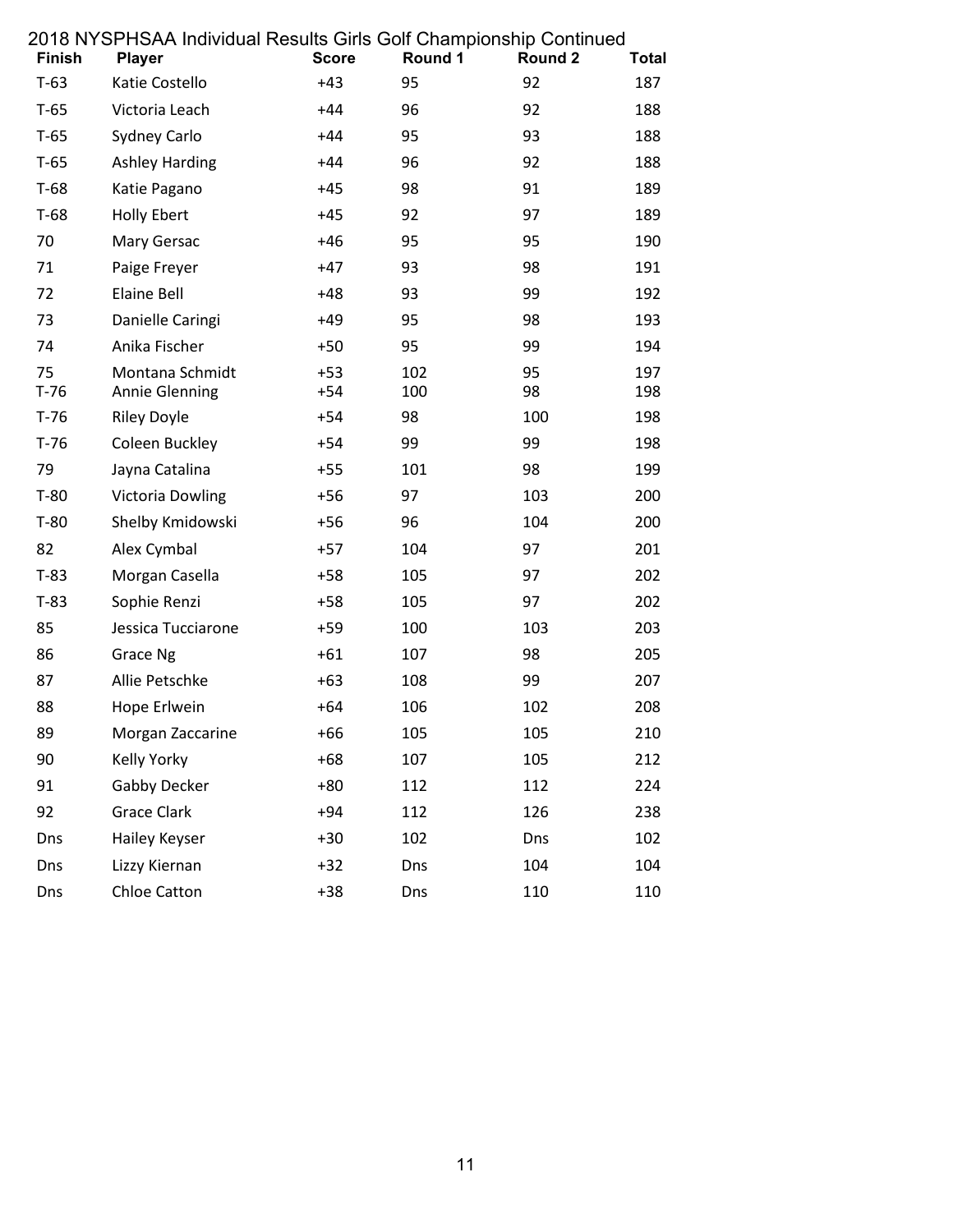# 2018 NYSPHSAA Individual Results Girls Golf Championship Continued

| Finish | Player | Score | Round 1 | Round 2 | Total |
|---|---|---|---|---|---|
| T-63 | Katie Costello | +43 | 95 | 92 | 187 |
| T-65 | Victoria Leach | +44 | 96 | 92 | 188 |
| T-65 | Sydney Carlo | +44 | 95 | 93 | 188 |
| T-65 | Ashley Harding | +44 | 96 | 92 | 188 |
| T-68 | Katie Pagano | +45 | 98 | 91 | 189 |
| T-68 | Holly Ebert | +45 | 92 | 97 | 189 |
| 70 | Mary Gersac | +46 | 95 | 95 | 190 |
| 71 | Paige Freyer | +47 | 93 | 98 | 191 |
| 72 | Elaine Bell | +48 | 93 | 99 | 192 |
| 73 | Danielle Caringi | +49 | 95 | 98 | 193 |
| 74 | Anika Fischer | +50 | 95 | 99 | 194 |
| 75 | Montana Schmidt | +53 | 102 | 95 | 197 |
| T-76 | Annie Glenning | +54 | 100 | 98 | 198 |
| T-76 | Riley Doyle | +54 | 98 | 100 | 198 |
| T-76 | Coleen Buckley | +54 | 99 | 99 | 198 |
| 79 | Jayna Catalina | +55 | 101 | 98 | 199 |
| T-80 | Victoria Dowling | +56 | 97 | 103 | 200 |
| T-80 | Shelby Kmidowski | +56 | 96 | 104 | 200 |
| 82 | Alex Cymbal | +57 | 104 | 97 | 201 |
| T-83 | Morgan Casella | +58 | 105 | 97 | 202 |
| T-83 | Sophie Renzi | +58 | 105 | 97 | 202 |
| 85 | Jessica Tucciarone | +59 | 100 | 103 | 203 |
| 86 | Grace Ng | +61 | 107 | 98 | 205 |
| 87 | Allie Petschke | +63 | 108 | 99 | 207 |
| 88 | Hope Erlwein | +64 | 106 | 102 | 208 |
| 89 | Morgan Zaccarine | +66 | 105 | 105 | 210 |
| 90 | Kelly Yorky | +68 | 107 | 105 | 212 |
| 91 | Gabby Decker | +80 | 112 | 112 | 224 |
| 92 | Grace Clark | +94 | 112 | 126 | 238 |
| Dns | Hailey Keyser | +30 | 102 | Dns | 102 |
| Dns | Lizzy Kiernan | +32 | Dns | 104 | 104 |
| Dns | Chloe Catton | +38 | Dns | 110 | 110 |